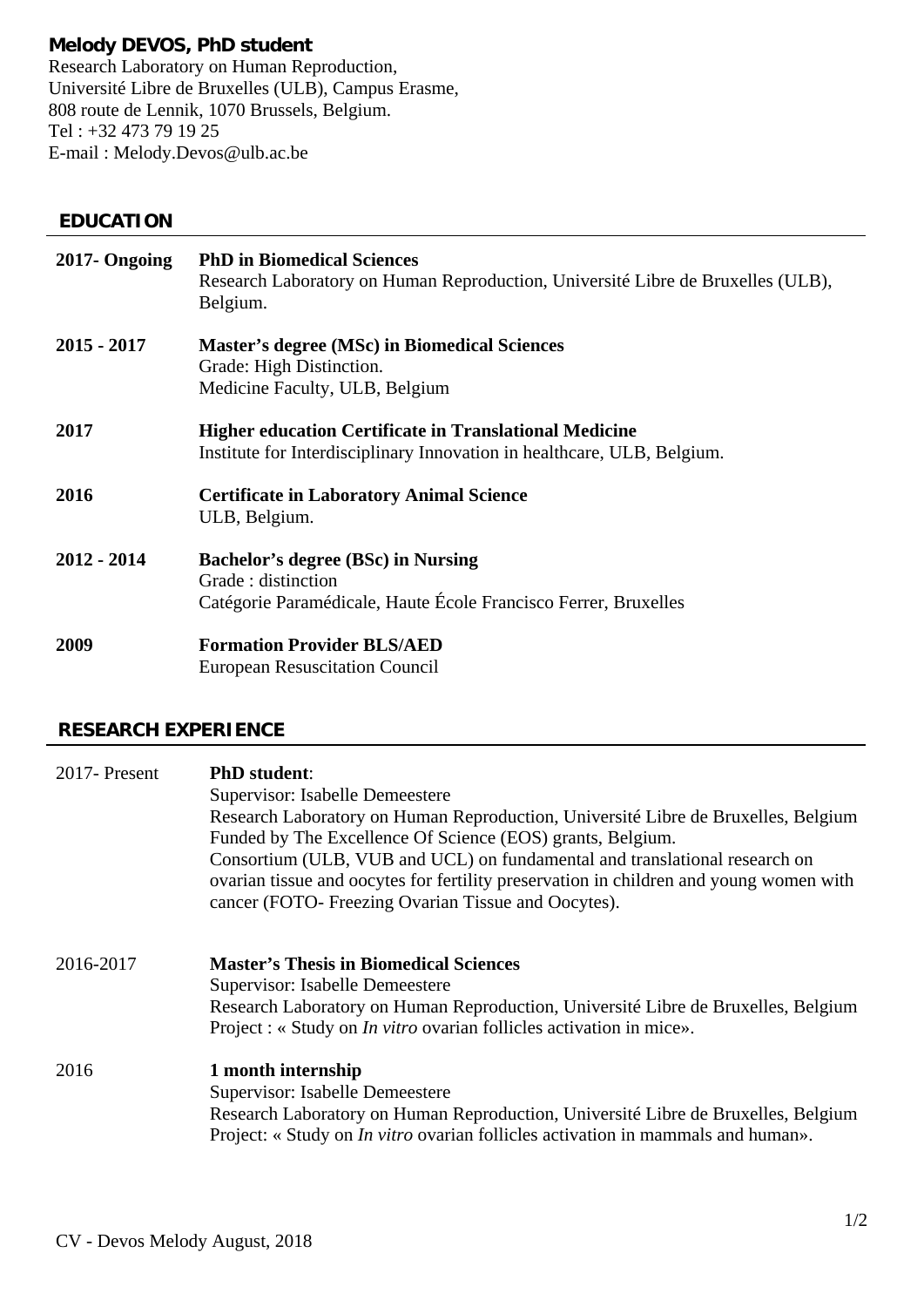**Melody DEVOS, PhD student**
Research Laboratory on Human Reproduction,
Université Libre de Bruxelles (ULB), Campus Erasme,
808 route de Lennik, 1070 Brussels, Belgium.
Tel : +32 473 79 19 25
E-mail : Melody.Devos@ulb.ac.be

## EDUCATION

**2017- Ongoing** — **PhD in Biomedical Sciences**
Research Laboratory on Human Reproduction, Université Libre de Bruxelles (ULB), Belgium.

**2015 - 2017** — **Master's degree (MSc) in Biomedical Sciences**
Grade: High Distinction.
Medicine Faculty, ULB, Belgium

**2017** — **Higher education Certificate in Translational Medicine**
Institute for Interdisciplinary Innovation in healthcare, ULB, Belgium.

**2016** — **Certificate in Laboratory Animal Science**
ULB, Belgium.

**2012 - 2014** — **Bachelor's degree (BSc) in Nursing**
Grade : distinction
Catégorie Paramédicale, Haute École Francisco Ferrer, Bruxelles

**2009** — **Formation Provider BLS/AED**
European Resuscitation Council

## RESEARCH EXPERIENCE

2017- Present — **PhD student**:
Supervisor: Isabelle Demeestere
Research Laboratory on Human Reproduction, Université Libre de Bruxelles, Belgium
Funded by The Excellence Of Science (EOS) grants, Belgium.
Consortium (ULB, VUB and UCL) on fundamental and translational research on ovarian tissue and oocytes for fertility preservation in children and young women with cancer (FOTO- Freezing Ovarian Tissue and Oocytes).

2016-2017 — **Master's Thesis in Biomedical Sciences**
Supervisor: Isabelle Demeestere
Research Laboratory on Human Reproduction, Université Libre de Bruxelles, Belgium
Project : « Study on *In vitro* ovarian follicles activation in mice».

2016 — **1 month internship**
Supervisor: Isabelle Demeestere
Research Laboratory on Human Reproduction, Université Libre de Bruxelles, Belgium
Project: « Study on *In vitro* ovarian follicles activation in mammals and human».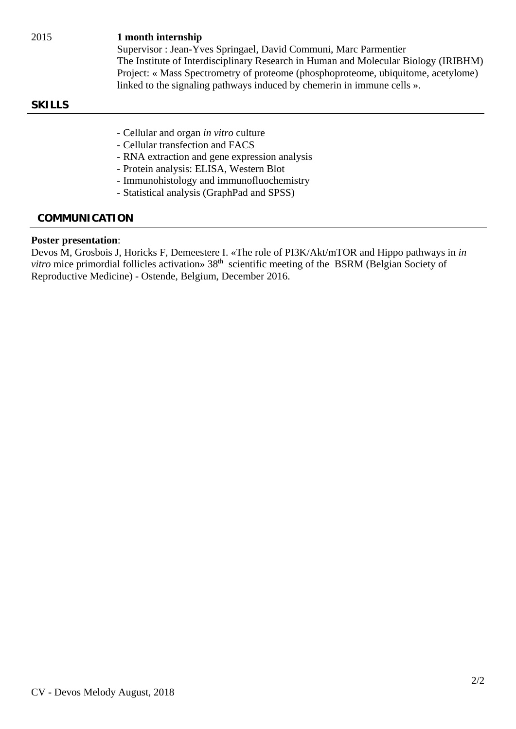2015 **1 month internship**

Supervisor : Jean-Yves Springael, David Communi, Marc Parmentier
The Institute of Interdisciplinary Research in Human and Molecular Biology (IRIBHM)
Project: « Mass Spectrometry of proteome (phosphoproteome, ubiquitome, acetylome) linked to the signaling pathways induced by chemerin in immune cells ».

## SKILLS

- Cellular and organ *in vitro* culture
- Cellular transfection and FACS
- RNA extraction and gene expression analysis
- Protein analysis: ELISA, Western Blot
- Immunohistology and immunofluochemistry
- Statistical analysis (GraphPad and SPSS)

## COMMUNICATION

**Poster presentation**:
Devos M, Grosbois J, Horicks F, Demeestere I. «The role of PI3K/Akt/mTOR and Hippo pathways in *in vitro* mice primordial follicles activation» 38th scientific meeting of the BSRM (Belgian Society of Reproductive Medicine) - Ostende, Belgium, December 2016.